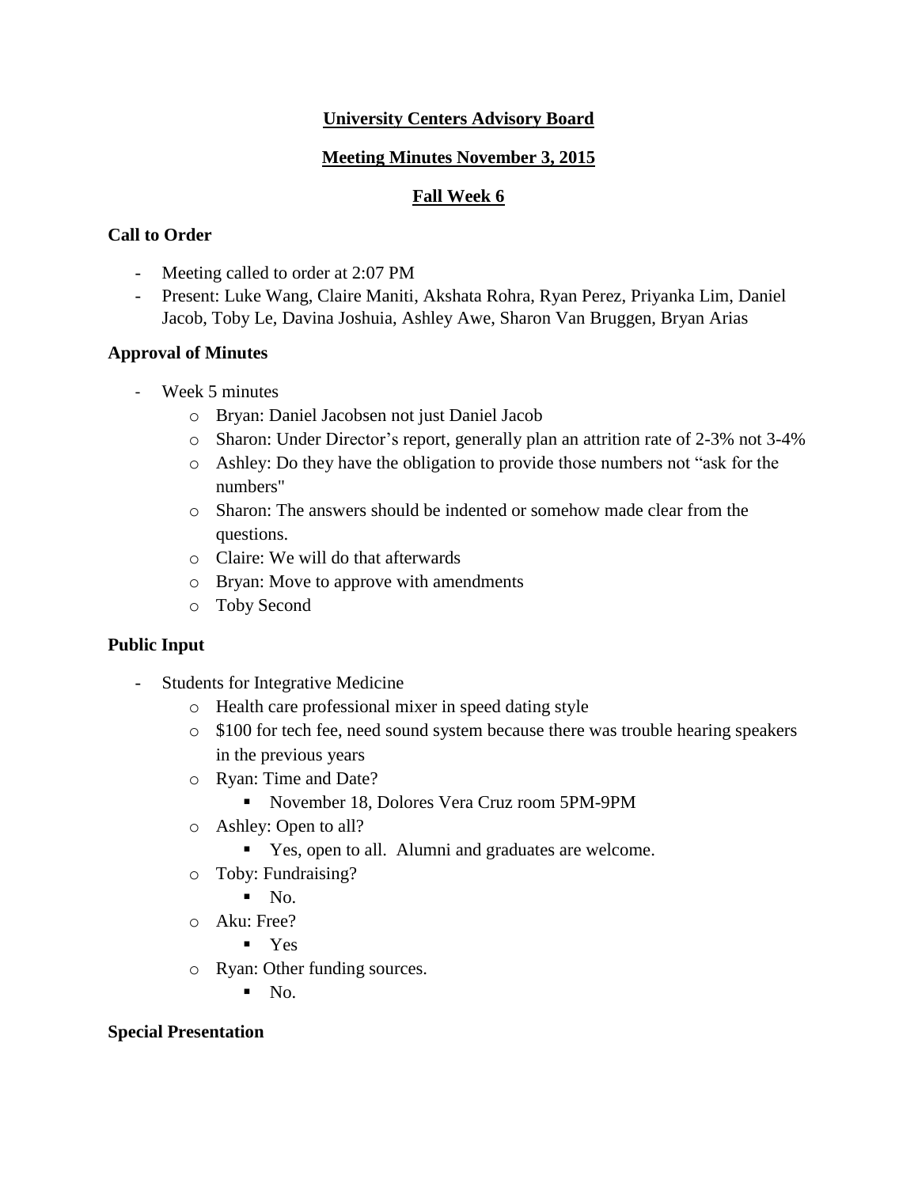# University Centers Advisory Board

## Meeting Minutes November 3, 2015

## Fall Week 6

**Call to Order**

- Meeting called to order at 2:07 PM
- Present: Luke Wang, Claire Maniti, Akshata Rohra, Ryan Perez, Priyanka Lim, Daniel Jacob, Toby Le, Davina Joshuia, Ashley Awe, Sharon Van Bruggen, Bryan Arias

**Approval of Minutes**

- Week 5 minutes
  - Bryan: Daniel Jacobsen not just Daniel Jacob
  - Sharon: Under Director's report, generally plan an attrition rate of 2-3% not 3-4%
  - Ashley: Do they have the obligation to provide those numbers not "ask for the numbers"
  - Sharon: The answers should be indented or somehow made clear from the questions.
  - Claire: We will do that afterwards
  - Bryan: Move to approve with amendments
  - Toby Second

**Public Input**

- Students for Integrative Medicine
  - Health care professional mixer in speed dating style
  - $100 for tech fee, need sound system because there was trouble hearing speakers in the previous years
  - Ryan: Time and Date?
    - November 18, Dolores Vera Cruz room 5PM-9PM
  - Ashley: Open to all?
    - Yes, open to all. Alumni and graduates are welcome.
  - Toby: Fundraising?
    - No.
  - Aku: Free?
    - Yes
  - Ryan: Other funding sources.
    - No.

**Special Presentation**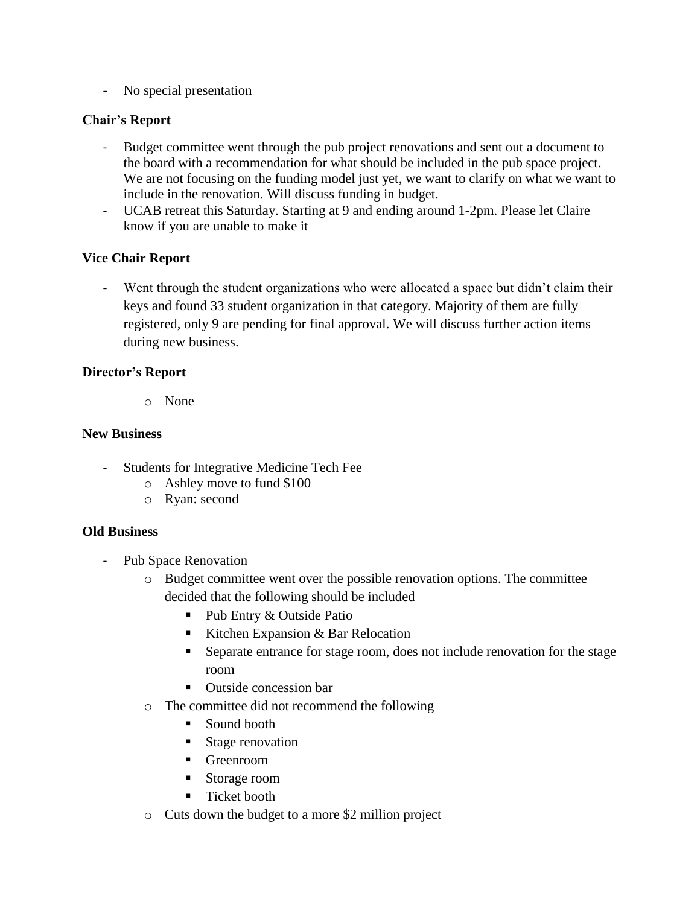- No special presentation

**Chair's Report**

- Budget committee went through the pub project renovations and sent out a document to the board with a recommendation for what should be included in the pub space project. We are not focusing on the funding model just yet, we want to clarify on what we want to include in the renovation. Will discuss funding in budget.
- UCAB retreat this Saturday. Starting at 9 and ending around 1-2pm. Please let Claire know if you are unable to make it

**Vice Chair Report**

- Went through the student organizations who were allocated a space but didn't claim their keys and found 33 student organization in that category. Majority of them are fully registered, only 9 are pending for final approval. We will discuss further action items during new business.

**Director's Report**

- None

**New Business**

- Students for Integrative Medicine Tech Fee
  - Ashley move to fund $100
  - Ryan: second

**Old Business**

- Pub Space Renovation
  - Budget committee went over the possible renovation options. The committee decided that the following should be included
    - Pub Entry & Outside Patio
    - Kitchen Expansion & Bar Relocation
    - Separate entrance for stage room, does not include renovation for the stage room
    - Outside concession bar
  - The committee did not recommend the following
    - Sound booth
    - Stage renovation
    - Greenroom
    - Storage room
    - Ticket booth
  - Cuts down the budget to a more $2 million project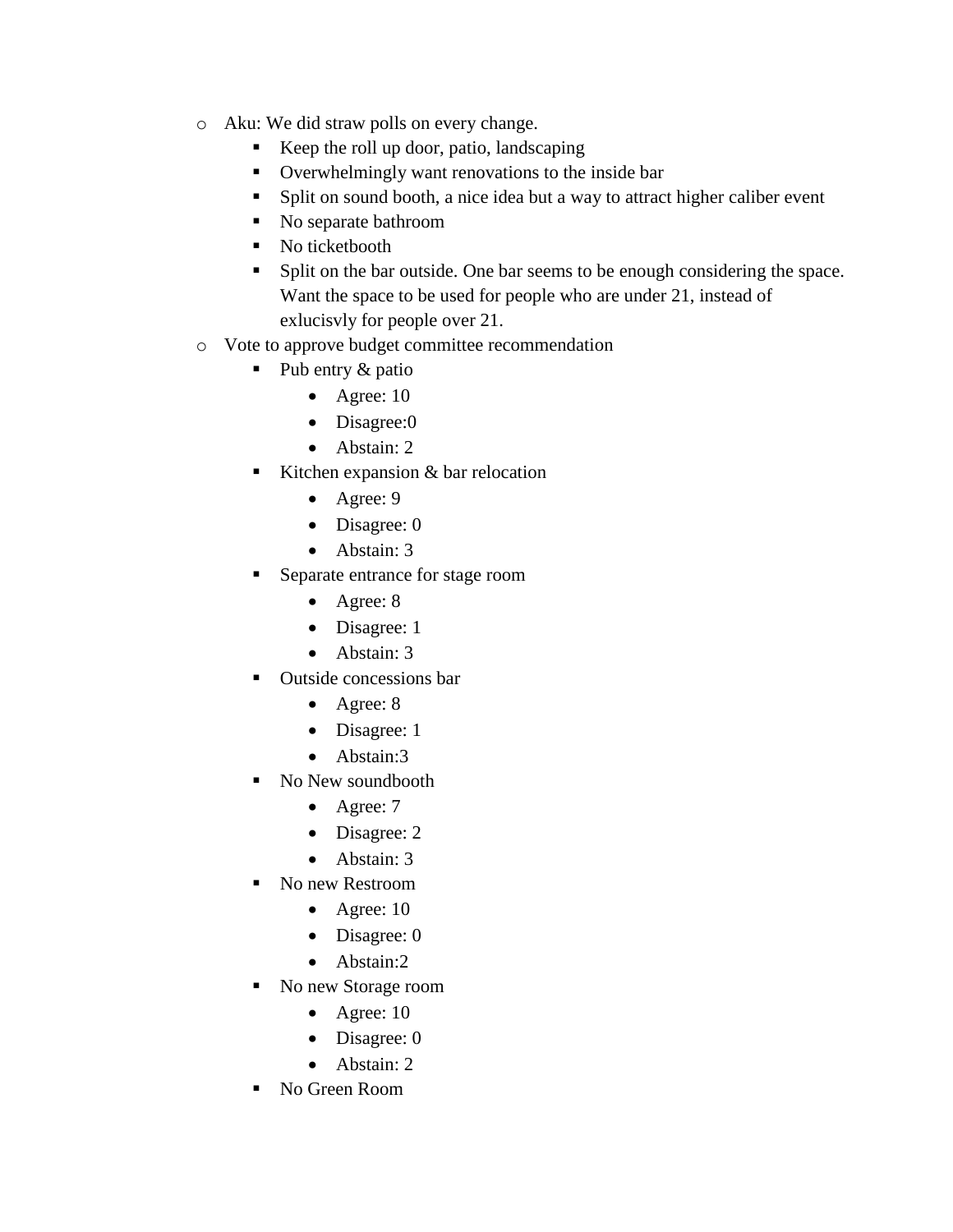- Aku: We did straw polls on every change.
    - Keep the roll up door, patio, landscaping
    - Overwhelmingly want renovations to the inside bar
    - Split on sound booth, a nice idea but a way to attract higher caliber event
    - No separate bathroom
    - No ticketbooth
    - Split on the bar outside. One bar seems to be enough considering the space. Want the space to be used for people who are under 21, instead of exlucisvly for people over 21.
- Vote to approve budget committee recommendation
    - Pub entry & patio
        - Agree: 10
        - Disagree:0
        - Abstain: 2
    - Kitchen expansion & bar relocation
        - Agree: 9
        - Disagree: 0
        - Abstain: 3
    - Separate entrance for stage room
        - Agree: 8
        - Disagree: 1
        - Abstain: 3
    - Outside concessions bar
        - Agree: 8
        - Disagree: 1
        - Abstain:3
    - No New soundbooth
        - Agree: 7
        - Disagree: 2
        - Abstain: 3
    - No new Restroom
        - Agree: 10
        - Disagree: 0
        - Abstain:2
    - No new Storage room
        - Agree: 10
        - Disagree: 0
        - Abstain: 2
    - No Green Room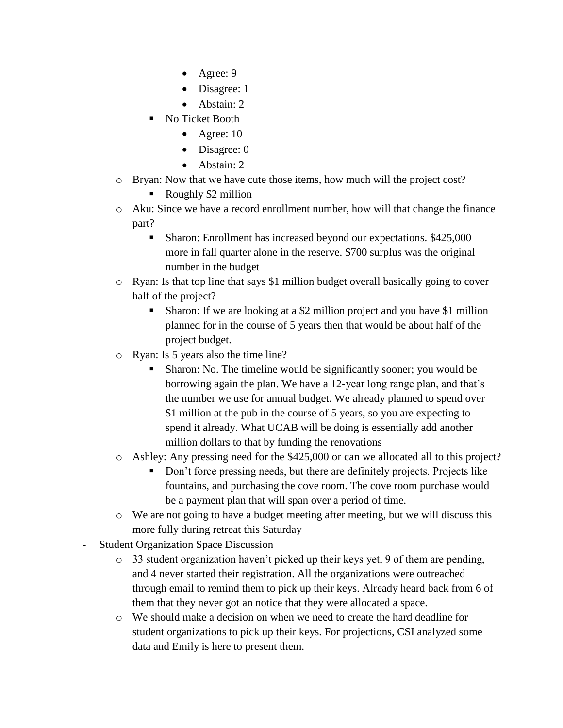- Agree: 9
            - Disagree: 1
            - Abstain: 2
        - No Ticket Booth
            - Agree: 10
            - Disagree: 0
            - Abstain: 2
    - Bryan: Now that we have cute those items, how much will the project cost?
        - Roughly $2 million
    - Aku: Since we have a record enrollment number, how will that change the finance part?
        - Sharon: Enrollment has increased beyond our expectations. $425,000 more in fall quarter alone in the reserve. $700 surplus was the original number in the budget
    - Ryan: Is that top line that says $1 million budget overall basically going to cover half of the project?
        - Sharon: If we are looking at a $2 million project and you have $1 million planned for in the course of 5 years then that would be about half of the project budget.
    - Ryan: Is 5 years also the time line?
        - Sharon: No. The timeline would be significantly sooner; you would be borrowing again the plan. We have a 12-year long range plan, and that's the number we use for annual budget. We already planned to spend over $1 million at the pub in the course of 5 years, so you are expecting to spend it already. What UCAB will be doing is essentially add another million dollars to that by funding the renovations
    - Ashley: Any pressing need for the $425,000 or can we allocated all to this project?
        - Don't force pressing needs, but there are definitely projects. Projects like fountains, and purchasing the cove room. The cove room purchase would be a payment plan that will span over a period of time.
    - We are not going to have a budget meeting after meeting, but we will discuss this more fully during retreat this Saturday
- Student Organization Space Discussion
    - 33 student organization haven't picked up their keys yet, 9 of them are pending, and 4 never started their registration. All the organizations were outreached through email to remind them to pick up their keys. Already heard back from 6 of them that they never got an notice that they were allocated a space.
    - We should make a decision on when we need to create the hard deadline for student organizations to pick up their keys. For projections, CSI analyzed some data and Emily is here to present them.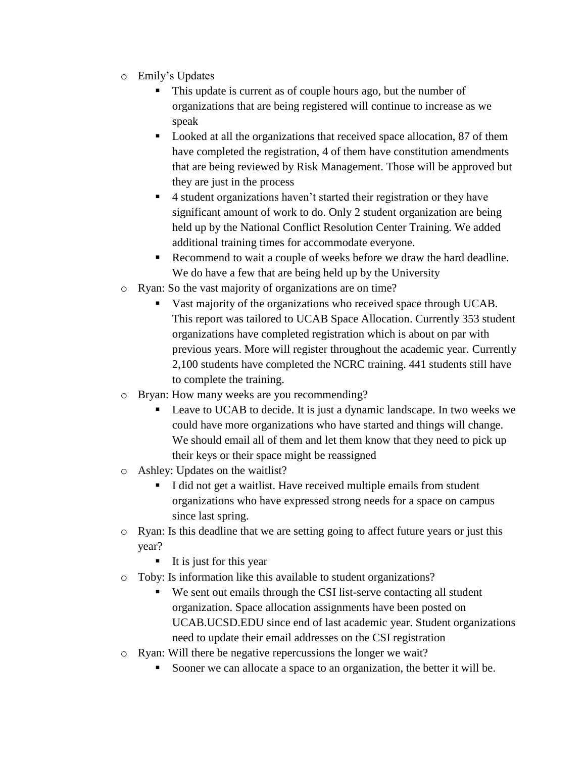- Emily's Updates
  - This update is current as of couple hours ago, but the number of organizations that are being registered will continue to increase as we speak
  - Looked at all the organizations that received space allocation, 87 of them have completed the registration, 4 of them have constitution amendments that are being reviewed by Risk Management. Those will be approved but they are just in the process
  - 4 student organizations haven't started their registration or they have significant amount of work to do. Only 2 student organization are being held up by the National Conflict Resolution Center Training. We added additional training times for accommodate everyone.
  - Recommend to wait a couple of weeks before we draw the hard deadline. We do have a few that are being held up by the University
- Ryan: So the vast majority of organizations are on time?
  - Vast majority of the organizations who received space through UCAB. This report was tailored to UCAB Space Allocation. Currently 353 student organizations have completed registration which is about on par with previous years. More will register throughout the academic year. Currently 2,100 students have completed the NCRC training. 441 students still have to complete the training.
- Bryan: How many weeks are you recommending?
  - Leave to UCAB to decide. It is just a dynamic landscape. In two weeks we could have more organizations who have started and things will change. We should email all of them and let them know that they need to pick up their keys or their space might be reassigned
- Ashley: Updates on the waitlist?
  - I did not get a waitlist. Have received multiple emails from student organizations who have expressed strong needs for a space on campus since last spring.
- Ryan: Is this deadline that we are setting going to affect future years or just this year?
  - It is just for this year
- Toby: Is information like this available to student organizations?
  - We sent out emails through the CSI list-serve contacting all student organization. Space allocation assignments have been posted on UCAB.UCSD.EDU since end of last academic year. Student organizations need to update their email addresses on the CSI registration
- Ryan: Will there be negative repercussions the longer we wait?
  - Sooner we can allocate a space to an organization, the better it will be.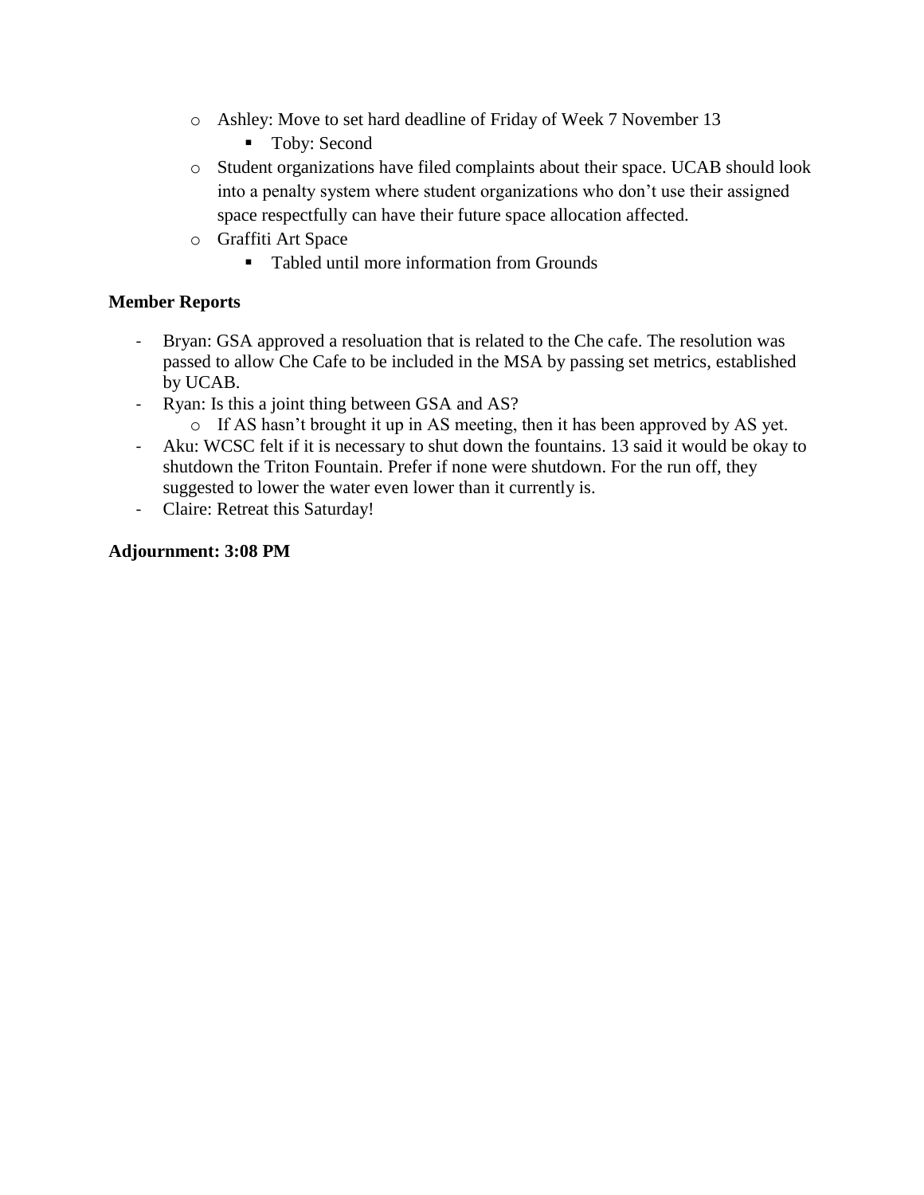- Ashley: Move to set hard deadline of Friday of Week 7 November 13
  - Toby: Second
- Student organizations have filed complaints about their space. UCAB should look into a penalty system where student organizations who don't use their assigned space respectfully can have their future space allocation affected.
- Graffiti Art Space
  - Tabled until more information from Grounds

**Member Reports**

- Bryan: GSA approved a resoluation that is related to the Che cafe. The resolution was passed to allow Che Cafe to be included in the MSA by passing set metrics, established by UCAB.
- Ryan: Is this a joint thing between GSA and AS?
  - If AS hasn't brought it up in AS meeting, then it has been approved by AS yet.
- Aku: WCSC felt if it is necessary to shut down the fountains. 13 said it would be okay to shutdown the Triton Fountain. Prefer if none were shutdown. For the run off, they suggested to lower the water even lower than it currently is.
- Claire: Retreat this Saturday!

**Adjournment: 3:08 PM**